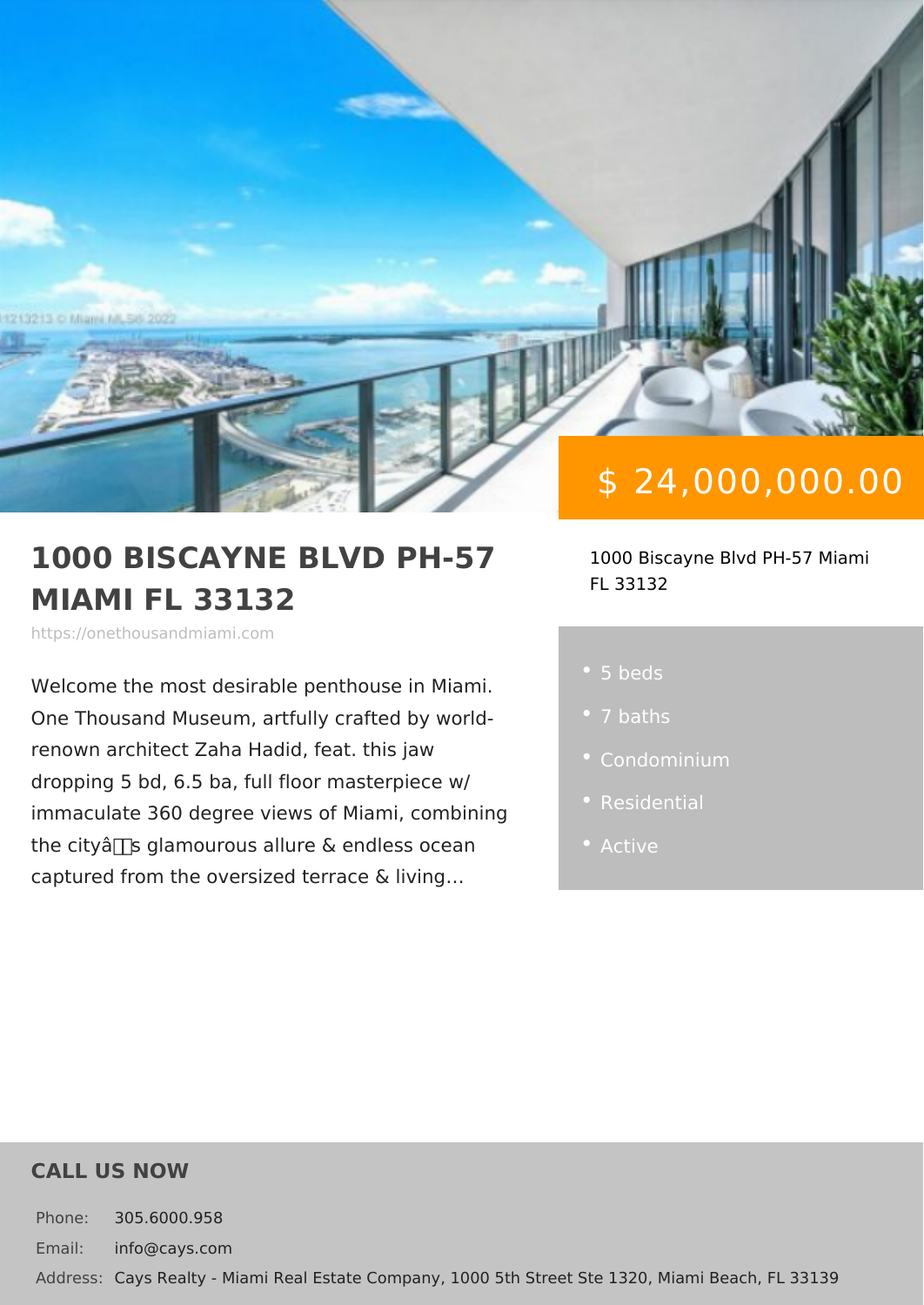$ 24,000,000.00

# 1000 BISCAYNE BLVD PH-57 MIAMI FL 33132

https://onethousandmiami.com

1000 Biscayne Blvd PH-57 Miami FL 33132

Welcome the most desirable penthouse in Miami. One Thousand Museum, artfully crafted by world-renown architect Zaha Hadid, feat. this jaw dropping 5 bd, 6.5 ba, full floor masterpiece w/ immaculate 360 degree views of Miami, combining the cityâs glamourous allure & endless ocean captured from the oversized terrace & living…

- 5 beds
- 7 baths
- Condominium
- Residential
- Active

## CALL US NOW

Phone: 305.6000.958

Email: info@cays.com

Address: Cays Realty - Miami Real Estate Company, 1000 5th Street Ste 1320, Miami Beach, FL 33139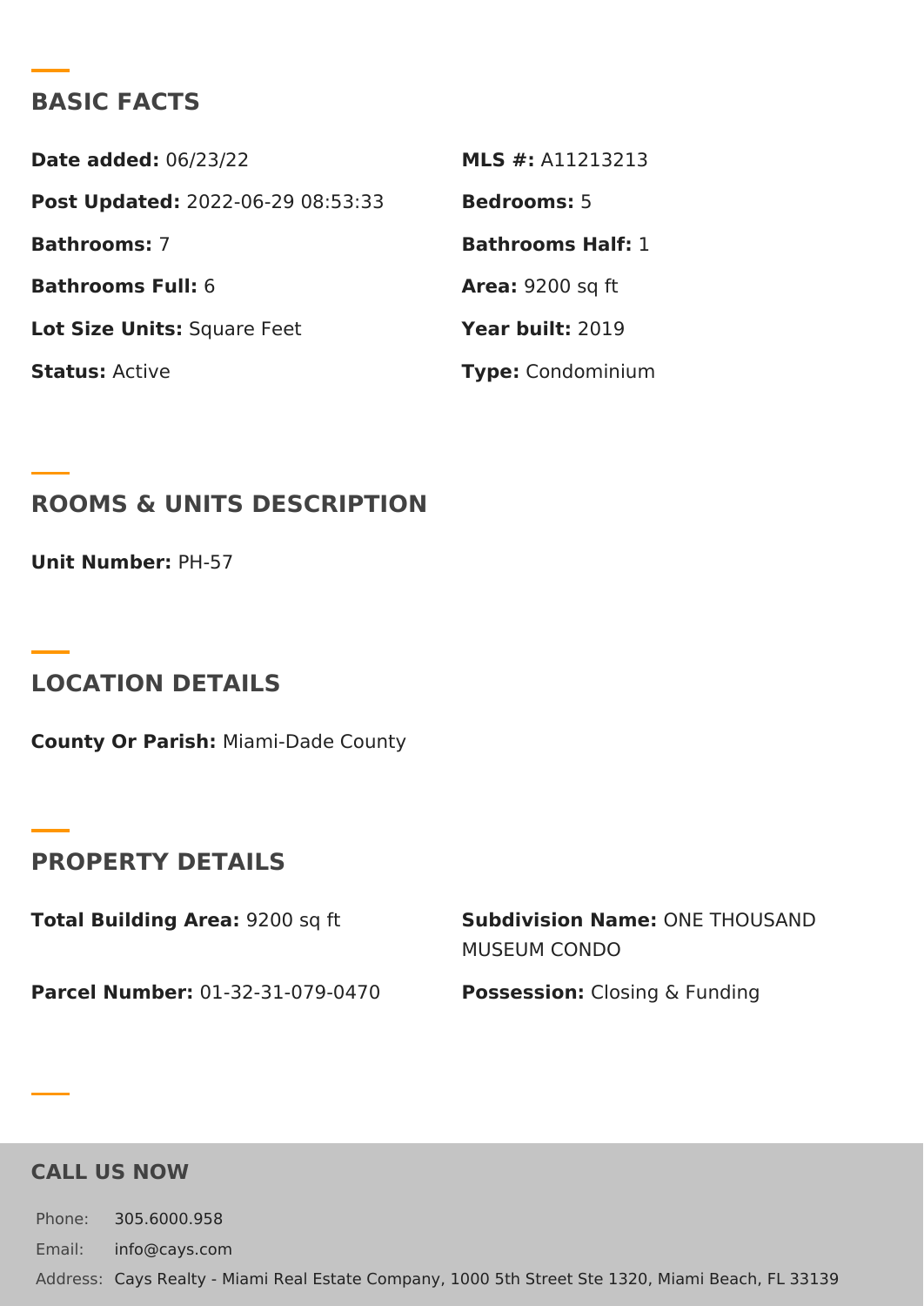## BASIC FACTS

**Date added:** 06/23/22

**MLS #:** A11213213

**Post Updated:** 2022-06-29 08:53:33

**Bedrooms:** 5

**Bathrooms:** 7

**Bathrooms Half:** 1

**Bathrooms Full:** 6

**Area:** 9200 sq ft

**Lot Size Units:** Square Feet

**Year built:** 2019

**Status:** Active

**Type:** Condominium

## ROOMS & UNITS DESCRIPTION

**Unit Number:** PH-57

## LOCATION DETAILS

**County Or Parish:** Miami-Dade County

## PROPERTY DETAILS

**Total Building Area:** 9200 sq ft

**Subdivision Name:** ONE THOUSAND MUSEUM CONDO

**Parcel Number:** 01-32-31-079-0470

**Possession:** Closing & Funding

## CALL US NOW

Phone: 305.6000.958

Email: info@cays.com

Address: Cays Realty - Miami Real Estate Company, 1000 5th Street Ste 1320, Miami Beach, FL 33139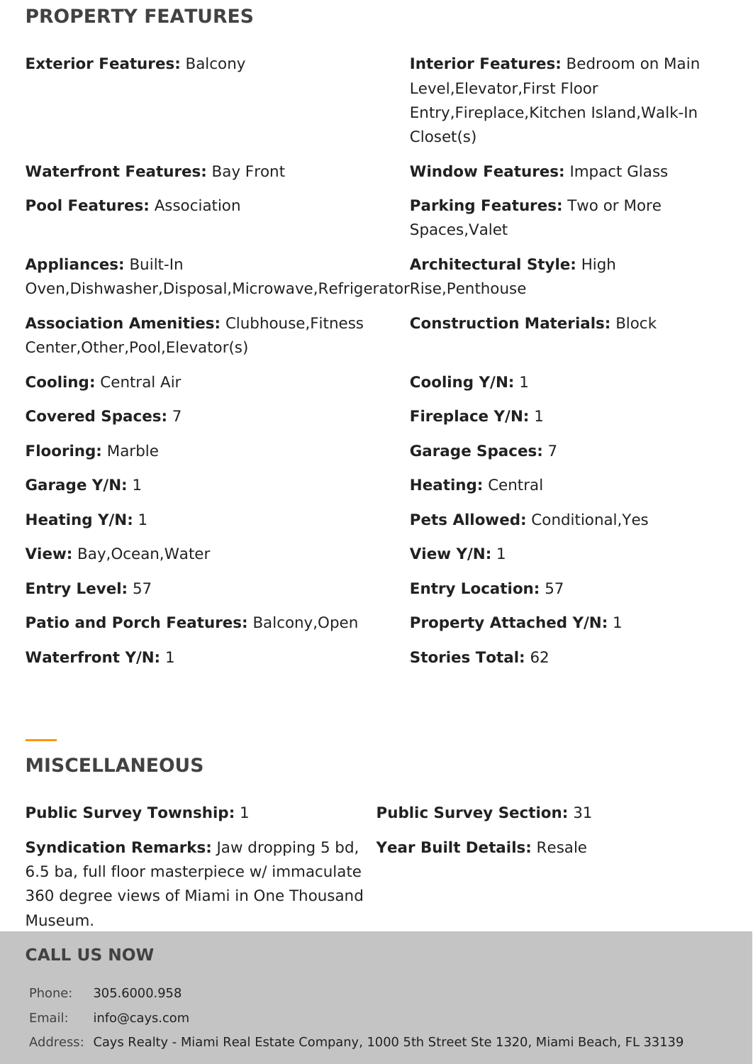## PROPERTY FEATURES

**Exterior Features:** Balcony

**Interior Features:** Bedroom on Main Level,Elevator,First Floor Entry,Fireplace,Kitchen Island,Walk-In Closet(s)

**Waterfront Features:** Bay Front

**Window Features:** Impact Glass

**Pool Features:** Association

**Parking Features:** Two or More Spaces,Valet

**Appliances:** Built-In Oven,Dishwasher,Disposal,Microwave,Refrigerator

**Architectural Style:** High Rise,Penthouse

**Association Amenities:** Clubhouse,Fitness Center,Other,Pool,Elevator(s)

**Construction Materials:** Block

**Cooling:** Central Air

**Cooling Y/N:** 1

**Covered Spaces:** 7

**Fireplace Y/N:** 1

**Flooring:** Marble

**Garage Spaces:** 7

**Garage Y/N:** 1

**Heating:** Central

**Heating Y/N:** 1

**Pets Allowed:** Conditional,Yes

**View:** Bay,Ocean,Water

**View Y/N:** 1

**Entry Level:** 57

**Entry Location:** 57

**Patio and Porch Features:** Balcony,Open

**Property Attached Y/N:** 1

**Waterfront Y/N:** 1

**Stories Total:** 62

## MISCELLANEOUS

**Public Survey Township:** 1

**Public Survey Section:** 31

**Syndication Remarks:** Jaw dropping 5 bd, 6.5 ba, full floor masterpiece w/ immaculate 360 degree views of Miami in One Thousand Museum.

**Year Built Details:** Resale

## CALL US NOW

Phone: 305.6000.958

Email: info@cays.com

Address: Cays Realty - Miami Real Estate Company, 1000 5th Street Ste 1320, Miami Beach, FL 33139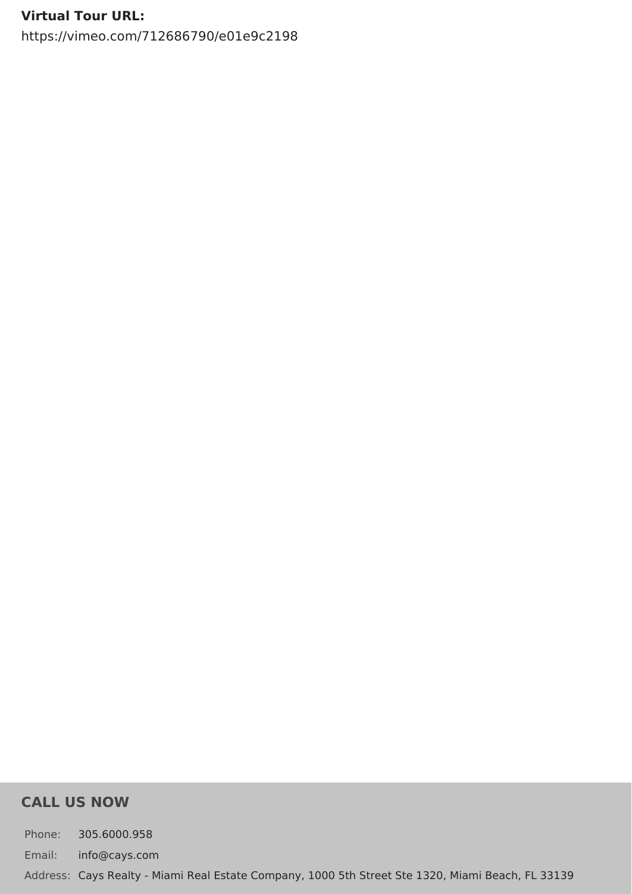**Virtual Tour URL:**

https://vimeo.com/712686790/e01e9c2198

## CALL US NOW

| | |
|---|---|
| Phone: | 305.6000.958 |
| Email: | info@cays.com |
| Address: | Cays Realty - Miami Real Estate Company, 1000 5th Street Ste 1320, Miami Beach, FL 33139 |